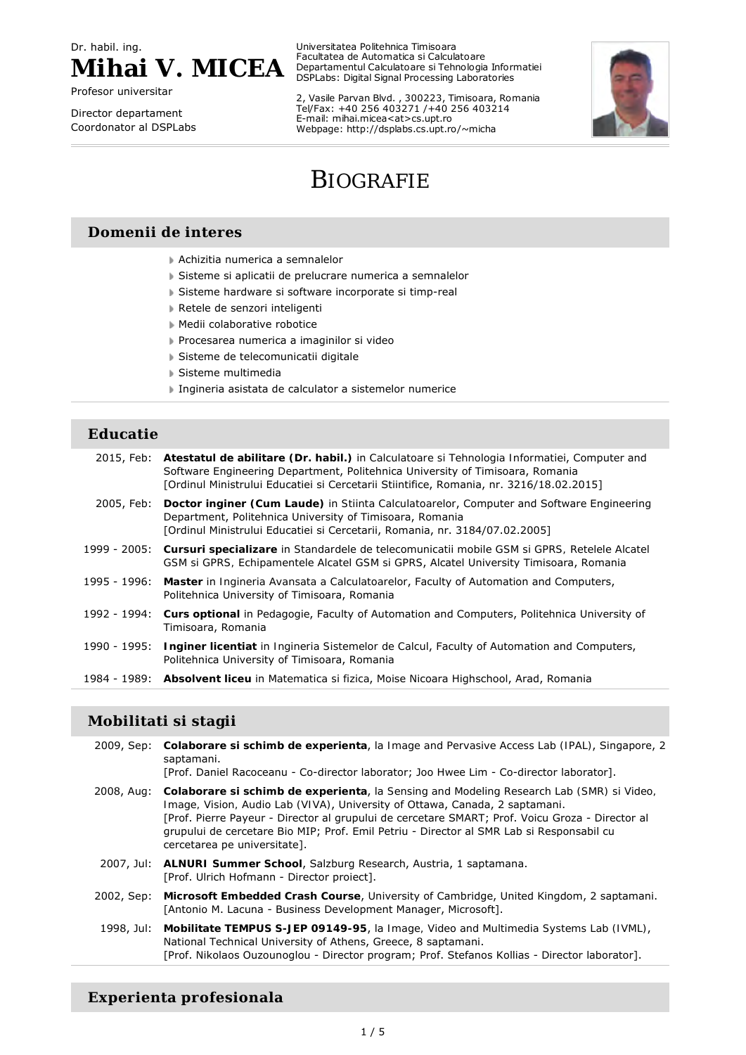Dr. habil. ing.

# Mihai V. MICEA

Profesor universitar

Director departament
Coordonator al DSPLabs

Universitatea Politehnica Timisoara
Facultatea de Automatica si Calculatoare
Departamentul Calculatoare si Tehnologia Informatiei
DSPLabs: Digital Signal Processing Laboratories

2, Vasile Parvan Blvd. , 300223, Timisoara, Romania
Tel/Fax: +40 256 403271 /+40 256 403214
E-mail: mihai.micea<at>cs.upt.ro
Webpage: http://dsplabs.cs.upt.ro/~micha

# BIOGRAFIE

## Domenii de interes

- Achizitia numerica a semnalelor
- Sisteme si aplicatii de prelucrare numerica a semnalelor
- Sisteme hardware si software incorporate si timp-real
- Retele de senzori inteligenti
- Medii colaborative robotice
- Procesarea numerica a imaginilor si video
- Sisteme de telecomunicatii digitale
- Sisteme multimedia
- Ingineria asistata de calculator a sistemelor numerice

## Educatie

| | |
|---|---|
| 2015, Feb: | **Atestatul de abilitare (Dr. habil.)** in Calculatoare si Tehnologia Informatiei, Computer and Software Engineering Department, Politehnica University of Timisoara, Romania [Ordinul Ministrului Educatiei si Cercetarii Stiintifice, Romania, nr. 3216/18.02.2015] |
| 2005, Feb: | **Doctor inginer (Cum Laude)** in Stiinta Calculatoarelor, Computer and Software Engineering Department, Politehnica University of Timisoara, Romania [Ordinul Ministrului Educatiei si Cercetarii, Romania, nr. 3184/07.02.2005] |
| 1999 - 2005: | **Cursuri specializare** in Standardele de telecomunicatii mobile GSM si GPRS, Retelele Alcatel GSM si GPRS, Echipamentele Alcatel GSM si GPRS, Alcatel University Timisoara, Romania |
| 1995 - 1996: | **Master** in Ingineria Avansata a Calculatoarelor, Faculty of Automation and Computers, Politehnica University of Timisoara, Romania |
| 1992 - 1994: | **Curs optional** in Pedagogie, Faculty of Automation and Computers, Politehnica University of Timisoara, Romania |
| 1990 - 1995: | **Inginer licentiat** in Ingineria Sistemelor de Calcul, Faculty of Automation and Computers, Politehnica University of Timisoara, Romania |
| 1984 - 1989: | **Absolvent liceu** in Matematica si fizica, Moise Nicoara Highschool, Arad, Romania |

## Mobilitati si stagii

| | |
|---|---|
| 2009, Sep: | **Colaborare si schimb de experienta**, la Image and Pervasive Access Lab (IPAL), Singapore, 2 saptamani. [Prof. Daniel Racoceanu - Co-director laborator; Joo Hwee Lim - Co-director laborator]. |
| 2008, Aug: | **Colaborare si schimb de experienta**, la Sensing and Modeling Research Lab (SMR) si Video, Image, Vision, Audio Lab (VIVA), University of Ottawa, Canada, 2 saptamani. [Prof. Pierre Payeur - Director al grupului de cercetare SMART; Prof. Voicu Groza - Director al grupului de cercetare Bio MIP; Prof. Emil Petriu - Director al SMR Lab si Responsabil cu cercetarea pe universitate]. |
| 2007, Jul: | **ALNURI Summer School**, Salzburg Research, Austria, 1 saptamana. [Prof. Ulrich Hofmann - Director proiect]. |
| 2002, Sep: | **Microsoft Embedded Crash Course**, University of Cambridge, United Kingdom, 2 saptamani. [Antonio M. Lacuna - Business Development Manager, Microsoft]. |
| 1998, Jul: | **Mobilitate TEMPUS S-JEP 09149-95**, la Image, Video and Multimedia Systems Lab (IVML), National Technical University of Athens, Greece, 8 saptamani. [Prof. Nikolaos Ouzounoglou - Director program; Prof. Stefanos Kollias - Director laborator]. |

## Experienta profesionala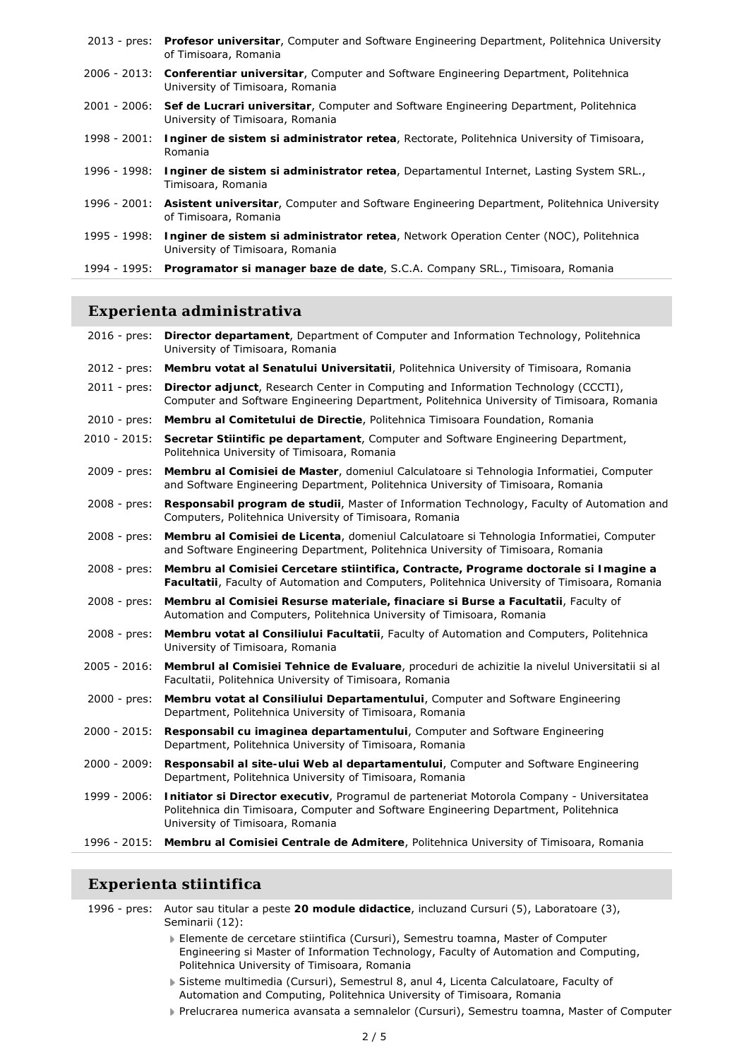2013 - pres: **Profesor universitar**, Computer and Software Engineering Department, Politehnica University of Timisoara, Romania

2006 - 2013: **Conferentiar universitar**, Computer and Software Engineering Department, Politehnica University of Timisoara, Romania

2001 - 2006: **Sef de Lucrari universitar**, Computer and Software Engineering Department, Politehnica University of Timisoara, Romania

1998 - 2001: **Inginer de sistem si administrator retea**, Rectorate, Politehnica University of Timisoara, Romania

1996 - 1998: **Inginer de sistem si administrator retea**, Departamentul Internet, Lasting System SRL., Timisoara, Romania

1996 - 2001: **Asistent universitar**, Computer and Software Engineering Department, Politehnica University of Timisoara, Romania

1995 - 1998: **Inginer de sistem si administrator retea**, Network Operation Center (NOC), Politehnica University of Timisoara, Romania

1994 - 1995: **Programator si manager baze de date**, S.C.A. Company SRL., Timisoara, Romania

## Experienta administrativa

2016 - pres: **Director departament**, Department of Computer and Information Technology, Politehnica University of Timisoara, Romania

2012 - pres: **Membru votat al Senatului Universitatii**, Politehnica University of Timisoara, Romania

2011 - pres: **Director adjunct**, Research Center in Computing and Information Technology (CCCTI), Computer and Software Engineering Department, Politehnica University of Timisoara, Romania

2010 - pres: **Membru al Comitetului de Directie**, Politehnica Timisoara Foundation, Romania

2010 - 2015: **Secretar Stiintific pe departament**, Computer and Software Engineering Department, Politehnica University of Timisoara, Romania

2009 - pres: **Membru al Comisiei de Master**, domeniul Calculatoare si Tehnologia Informatiei, Computer and Software Engineering Department, Politehnica University of Timisoara, Romania

2008 - pres: **Responsabil program de studii**, Master of Information Technology, Faculty of Automation and Computers, Politehnica University of Timisoara, Romania

2008 - pres: **Membru al Comisiei de Licenta**, domeniul Calculatoare si Tehnologia Informatiei, Computer and Software Engineering Department, Politehnica University of Timisoara, Romania

2008 - pres: **Membru al Comisiei Cercetare stiintifica, Contracte, Programe doctorale si Imagine a Facultatii**, Faculty of Automation and Computers, Politehnica University of Timisoara, Romania

2008 - pres: **Membru al Comisiei Resurse materiale, finaciare si Burse a Facultatii**, Faculty of Automation and Computers, Politehnica University of Timisoara, Romania

2008 - pres: **Membru votat al Consiliului Facultatii**, Faculty of Automation and Computers, Politehnica University of Timisoara, Romania

2005 - 2016: **Membrul al Comisiei Tehnice de Evaluare**, proceduri de achizitie la nivelul Universitatii si al Facultatii, Politehnica University of Timisoara, Romania

2000 - pres: **Membru votat al Consiliului Departamentului**, Computer and Software Engineering Department, Politehnica University of Timisoara, Romania

2000 - 2015: **Responsabil cu imaginea departamentului**, Computer and Software Engineering Department, Politehnica University of Timisoara, Romania

2000 - 2009: **Responsabil al site-ului Web al departamentului**, Computer and Software Engineering Department, Politehnica University of Timisoara, Romania

1999 - 2006: **Initiator si Director executiv**, Programul de parteneriat Motorola Company - Universitatea Politehnica din Timisoara, Computer and Software Engineering Department, Politehnica University of Timisoara, Romania

1996 - 2015: **Membru al Comisiei Centrale de Admitere**, Politehnica University of Timisoara, Romania

## Experienta stiintifica

1996 - pres: Autor sau titular a peste **20 module didactice**, incluzand Cursuri (5), Laboratoare (3), Seminarii (12):

- Elemente de cercetare stiintifica (Cursuri), Semestru toamna, Master of Computer Engineering si Master of Information Technology, Faculty of Automation and Computing, Politehnica University of Timisoara, Romania
- Sisteme multimedia (Cursuri), Semestrul 8, anul 4, Licenta Calculatoare, Faculty of Automation and Computing, Politehnica University of Timisoara, Romania
- Prelucrarea numerica avansata a semnalelor (Cursuri), Semestru toamna, Master of Computer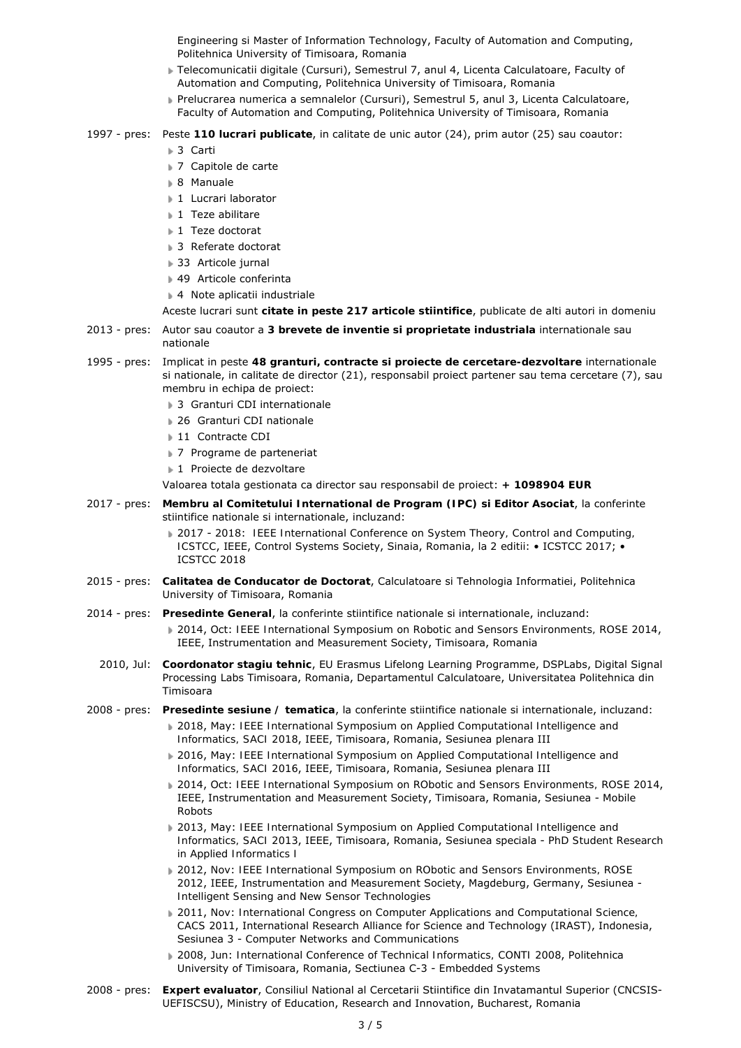Engineering si Master of Information Technology, Faculty of Automation and Computing, Politehnica University of Timisoara, Romania

- Telecomunicatii digitale (Cursuri), Semestrul 7, anul 4, Licenta Calculatoare, Faculty of Automation and Computing, Politehnica University of Timisoara, Romania
- Prelucrarea numerica a semnalelor (Cursuri), Semestrul 5, anul 3, Licenta Calculatoare, Faculty of Automation and Computing, Politehnica University of Timisoara, Romania

1997 - pres: Peste **110 lucrari publicate**, in calitate de unic autor (24), prim autor (25) sau coautor:

- 3 Carti
- 7 Capitole de carte
- 8 Manuale
- 1 Lucrari laborator
- 1 Teze abilitare
- 1 Teze doctorat
- 3 Referate doctorat
- 33 Articole jurnal
- 49 Articole conferinta
- 4 Note aplicatii industriale

Aceste lucrari sunt **citate in peste 217 articole stiintifice**, publicate de alti autori in domeniu

2013 - pres: Autor sau coautor a **3 brevete de inventie si proprietate industriala** internationale sau nationale

1995 - pres: Implicat in peste **48 granturi, contracte si proiecte de cercetare-dezvoltare** internationale si nationale, in calitate de director (21), responsabil proiect partener sau tema cercetare (7), sau membru in echipa de proiect:

- 3 Granturi CDI internationale
- 26 Granturi CDI nationale
- 11 Contracte CDI
- 7 Programe de parteneriat
- 1 Proiecte de dezvoltare

Valoarea totala gestionata ca director sau responsabil de proiect: **+ 1098904 EUR**

2017 - pres: **Membru al Comitetului International de Program (IPC) si Editor Asociat**, la conferinte stiintifice nationale si internationale, incluzand:

- 2017 - 2018: IEEE International Conference on System Theory, Control and Computing, ICSTCC, IEEE, Control Systems Society, Sinaia, Romania, la 2 editii: • ICSTCC 2017; • ICSTCC 2018

2015 - pres: **Calitatea de Conducator de Doctorat**, Calculatoare si Tehnologia Informatiei, Politehnica University of Timisoara, Romania

2014 - pres: **Presedinte General**, la conferinte stiintifice nationale si internationale, incluzand:

- 2014, Oct: IEEE International Symposium on Robotic and Sensors Environments, ROSE 2014, IEEE, Instrumentation and Measurement Society, Timisoara, Romania

2010, Jul: **Coordonator stagiu tehnic**, EU Erasmus Lifelong Learning Programme, DSPLabs, Digital Signal Processing Labs Timisoara, Romania, Departamentul Calculatoare, Universitatea Politehnica din Timisoara

2008 - pres: **Presedinte sesiune / tematica**, la conferinte stiintifice nationale si internationale, incluzand:

- 2018, May: IEEE International Symposium on Applied Computational Intelligence and Informatics, SACI 2018, IEEE, Timisoara, Romania, Sesiunea plenara III
- 2016, May: IEEE International Symposium on Applied Computational Intelligence and Informatics, SACI 2016, IEEE, Timisoara, Romania, Sesiunea plenara III
- 2014, Oct: IEEE International Symposium on RObotic and Sensors Environments, ROSE 2014, IEEE, Instrumentation and Measurement Society, Timisoara, Romania, Sesiunea - Mobile Robots
- 2013, May: IEEE International Symposium on Applied Computational Intelligence and Informatics, SACI 2013, IEEE, Timisoara, Romania, Sesiunea speciala - PhD Student Research in Applied Informatics I
- 2012, Nov: IEEE International Symposium on RObotic and Sensors Environments, ROSE 2012, IEEE, Instrumentation and Measurement Society, Magdeburg, Germany, Sesiunea - Intelligent Sensing and New Sensor Technologies
- 2011, Nov: International Congress on Computer Applications and Computational Science, CACS 2011, International Research Alliance for Science and Technology (IRAST), Indonesia, Sesiunea 3 - Computer Networks and Communications
- 2008, Jun: International Conference of Technical Informatics, CONTI 2008, Politehnica University of Timisoara, Romania, Sectiunea C-3 - Embedded Systems

2008 - pres: **Expert evaluator**, Consiliul National al Cercetarii Stiintifice din Invatamantul Superior (CNCSIS-UEFISCSU), Ministry of Education, Research and Innovation, Bucharest, Romania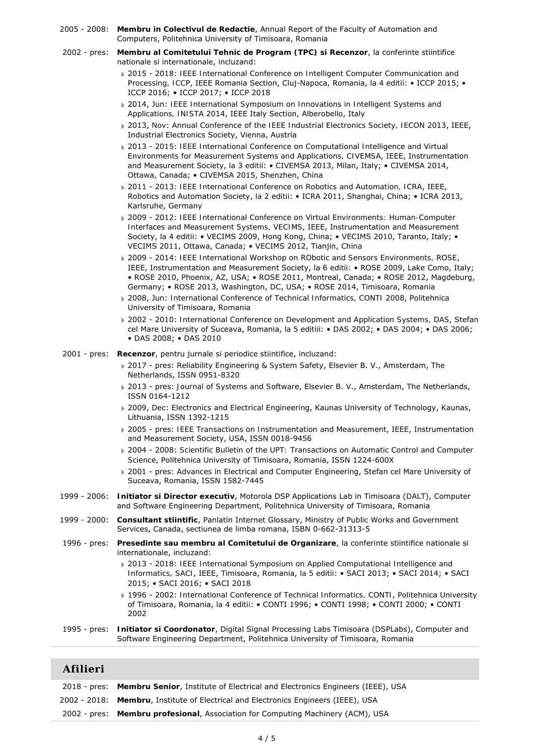2005 - 2008: **Membru in Colectivul de Redactie**, Annual Report of the Faculty of Automation and Computers, Politehnica University of Timisoara, Romania

2002 - pres: **Membru al Comitetului Tehnic de Program (TPC) si Recenzor**, la conferinte stiintifice nationale si internationale, incluzand:

- 2015 - 2018: IEEE International Conference on Intelligent Computer Communication and Processing, ICCP, IEEE Romania Section, Cluj-Napoca, Romania, la 4 editii: • ICCP 2015; • ICCP 2016; • ICCP 2017; • ICCP 2018
- 2014, Jun: IEEE International Symposium on Innovations in Intelligent Systems and Applications, INISTA 2014, IEEE Italy Section, Alberobello, Italy
- 2013, Nov: Annual Conference of the IEEE Industrial Electronics Society, IECON 2013, IEEE, Industrial Electronics Society, Vienna, Austria
- 2013 - 2015: IEEE International Conference on Computational Intelligence and Virtual Environments for Measurement Systems and Applications, CIVEMSA, IEEE, Instrumentation and Measurement Society, la 3 editii: • CIVEMSA 2013, Milan, Italy; • CIVEMSA 2014, Ottawa, Canada; • CIVEMSA 2015, Shenzhen, China
- 2011 - 2013: IEEE International Conference on Robotics and Automation, ICRA, IEEE, Robotics and Automation Society, la 2 editii: • ICRA 2011, Shanghai, China; • ICRA 2013, Karlsruhe, Germany
- 2009 - 2012: IEEE International Conference on Virtual Environments: Human-Computer Interfaces and Measurement Systems, VECIMS, IEEE, Instrumentation and Measurement Society, la 4 editii: • VECIMS 2009, Hong Kong, China; • VECIMS 2010, Taranto, Italy; • VECIMS 2011, Ottawa, Canada; • VECIMS 2012, Tianjin, China
- 2009 - 2014: IEEE International Workshop on RObotic and Sensors Environments, ROSE, IEEE, Instrumentation and Measurement Society, la 6 editii: • ROSE 2009, Lake Como, Italy; • ROSE 2010, Phoenix, AZ, USA; • ROSE 2011, Montreal, Canada; • ROSE 2012, Magdeburg, Germany; • ROSE 2013, Washington, DC, USA; • ROSE 2014, Timisoara, Romania
- 2008, Jun: International Conference of Technical Informatics, CONTI 2008, Politehnica University of Timisoara, Romania
- 2002 - 2010: International Conference on Development and Application Systems, DAS, Stefan cel Mare University of Suceava, Romania, la 5 editii: • DAS 2002; • DAS 2004; • DAS 2006; • DAS 2008; • DAS 2010

2001 - pres: **Recenzor**, pentru jurnale si periodice stiintifice, incluzand:

- 2017 - pres: Reliability Engineering & System Safety, Elsevier B. V., Amsterdam, The Netherlands, ISSN 0951-8320
- 2013 - pres: Journal of Systems and Software, Elsevier B. V., Amsterdam, The Netherlands, ISSN 0164-1212
- 2009, Dec: Electronics and Electrical Engineering, Kaunas University of Technology, Kaunas, Lithuania, ISSN 1392-1215
- 2005 - pres: IEEE Transactions on Instrumentation and Measurement, IEEE, Instrumentation and Measurement Society, USA, ISSN 0018-9456
- 2004 - 2008: Scientific Bulletin of the UPT: Transactions on Automatic Control and Computer Science, Politehnica University of Timisoara, Romania, ISSN 1224-600X
- 2001 - pres: Advances in Electrical and Computer Engineering, Stefan cel Mare University of Suceava, Romania, ISSN 1582-7445

1999 - 2006: **Initiator si Director executiv**, Motorola DSP Applications Lab in Timisoara (DALT), Computer and Software Engineering Department, Politehnica University of Timisoara, Romania

1999 - 2000: **Consultant stiintific**, Panlatin Internet Glossary, Ministry of Public Works and Government Services, Canada, sectiunea de limba romana, ISBN 0-662-31313-5

1996 - pres: **Presedinte sau membru al Comitetului de Organizare**, la conferinte stiintifice nationale si internationale, incluzand:

- 2013 - 2018: IEEE International Symposium on Applied Computational Intelligence and Informatics, SACI, IEEE, Timisoara, Romania, la 5 editii: • SACI 2013; • SACI 2014; • SACI 2015; • SACI 2016; • SACI 2018
- 1996 - 2002: International Conference of Technical Informatics, CONTI, Politehnica University of Timisoara, Romania, la 4 editii: • CONTI 1996; • CONTI 1998; • CONTI 2000; • CONTI 2002

1995 - pres: **Initiator si Coordonator**, Digital Signal Processing Labs Timisoara (DSPLabs), Computer and Software Engineering Department, Politehnica University of Timisoara, Romania

## Afilieri

2018 - pres: **Membru Senior**, Institute of Electrical and Electronics Engineers (IEEE), USA

2002 - 2018: **Membru**, Institute of Electrical and Electronics Engineers (IEEE), USA

2002 - pres: **Membru profesional**, Association for Computing Machinery (ACM), USA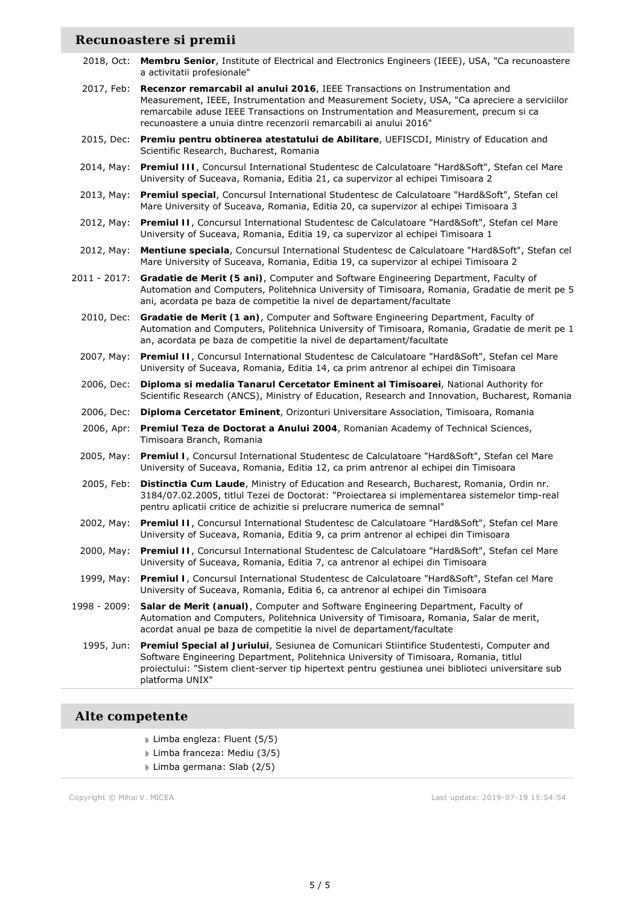## Recunoastere si premii

| | |
|---|---|
| 2018, Oct: | **Membru Senior**, Institute of Electrical and Electronics Engineers (IEEE), USA, "Ca recunoastere a activitatii profesionale" |
| 2017, Feb: | **Recenzor remarcabil al anului 2016**, IEEE Transactions on Instrumentation and Measurement, IEEE, Instrumentation and Measurement Society, USA, "Ca apreciere a serviciilor remarcabile aduse IEEE Transactions on Instrumentation and Measurement, precum si ca recunoastere a unuia dintre recenzorii remarcabili ai anului 2016" |
| 2015, Dec: | **Premiu pentru obtinerea atestatului de Abilitare**, UEFISCDI, Ministry of Education and Scientific Research, Bucharest, Romania |
| 2014, May: | **Premiul III**, Concursul International Studentesc de Calculatoare "Hard&Soft", Stefan cel Mare University of Suceava, Romania, Editia 21, ca supervizor al echipei Timisoara 2 |
| 2013, May: | **Premiul special**, Concursul International Studentesc de Calculatoare "Hard&Soft", Stefan cel Mare University of Suceava, Romania, Editia 20, ca supervizor al echipei Timisoara 3 |
| 2012, May: | **Premiul II**, Concursul International Studentesc de Calculatoare "Hard&Soft", Stefan cel Mare University of Suceava, Romania, Editia 19, ca supervizor al echipei Timisoara 1 |
| 2012, May: | **Mentiune speciala**, Concursul International Studentesc de Calculatoare "Hard&Soft", Stefan cel Mare University of Suceava, Romania, Editia 19, ca supervizor al echipei Timisoara 2 |
| 2011 - 2017: | **Gradatie de Merit (5 ani)**, Computer and Software Engineering Department, Faculty of Automation and Computers, Politehnica University of Timisoara, Romania, Gradatie de merit pe 5 ani, acordata pe baza de competitie la nivel de departament/facultate |
| 2010, Dec: | **Gradatie de Merit (1 an)**, Computer and Software Engineering Department, Faculty of Automation and Computers, Politehnica University of Timisoara, Romania, Gradatie de merit pe 1 an, acordata pe baza de competitie la nivel de departament/facultate |
| 2007, May: | **Premiul II**, Concursul International Studentesc de Calculatoare "Hard&Soft", Stefan cel Mare University of Suceava, Romania, Editia 14, ca prim antrenor al echipei din Timisoara |
| 2006, Dec: | **Diploma si medalia Tanarul Cercetator Eminent al Timisoarei**, National Authority for Scientific Research (ANCS), Ministry of Education, Research and Innovation, Bucharest, Romania |
| 2006, Dec: | **Diploma Cercetator Eminent**, Orizonturi Universitare Association, Timisoara, Romania |
| 2006, Apr: | **Premiul Teza de Doctorat a Anului 2004**, Romanian Academy of Technical Sciences, Timisoara Branch, Romania |
| 2005, May: | **Premiul I**, Concursul International Studentesc de Calculatoare "Hard&Soft", Stefan cel Mare University of Suceava, Romania, Editia 12, ca prim antrenor al echipei din Timisoara |
| 2005, Feb: | **Distinctia Cum Laude**, Ministry of Education and Research, Bucharest, Romania, Ordin nr. 3184/07.02.2005, titlul Tezei de Doctorat: "Proiectarea si implementarea sistemelor timp-real pentru aplicatii critice de achizitie si prelucrare numerica de semnal" |
| 2002, May: | **Premiul II**, Concursul International Studentesc de Calculatoare "Hard&Soft", Stefan cel Mare University of Suceava, Romania, Editia 9, ca prim antrenor al echipei din Timisoara |
| 2000, May: | **Premiul II**, Concursul International Studentesc de Calculatoare "Hard&Soft", Stefan cel Mare University of Suceava, Romania, Editia 7, ca antrenor al echipei din Timisoara |
| 1999, May: | **Premiul I**, Concursul International Studentesc de Calculatoare "Hard&Soft", Stefan cel Mare University of Suceava, Romania, Editia 6, ca antrenor al echipei din Timisoara |
| 1998 - 2009: | **Salar de Merit (anual)**, Computer and Software Engineering Department, Faculty of Automation and Computers, Politehnica University of Timisoara, Romania, Salar de merit, acordat anual pe baza de competitie la nivel de departament/facultate |
| 1995, Jun: | **Premiul Special al Juriului**, Sesiunea de Comunicari Stiintifice Studentesti, Computer and Software Engineering Department, Politehnica University of Timisoara, Romania, titlul proiectului: "Sistem client-server tip hipertext pentru gestiunea unei biblioteci universitare sub platforma UNIX" |

## Alte competente

- Limba engleza: Fluent (5/5)
- Limba franceza: Mediu (3/5)
- Limba germana: Slab (2/5)

Copyright © Mihai V. MICEA

Last update: 2019-07-19 15:54:54